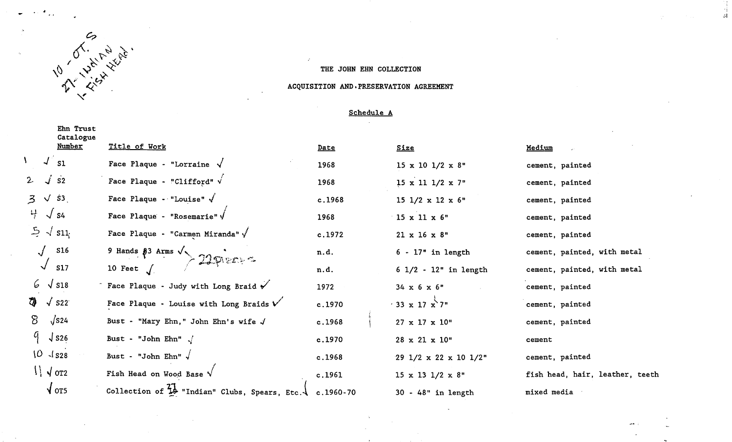10 - OT.5
27 - Indian
1 - Fish Head.

THE JOHN EHN COLLECTION

ACQUISITION AND PRESERVATION AGREEMENT

Schedule A

| | Ehn Trust Catalogue Number | Title of Work | Date | Size | Medium |
|---|---|---|---|---|---|
| 1 | √ S1 | Face Plaque - "Lorraine √ | 1968 | 15 x 10 1/2 x 8" | cement, painted |
| 2. | √ S2 | Face Plaque - "Clifford" √ | 1968 | 15 x 11 1/2 x 7" | cement, painted |
| 3 | √ S3 | Face Plaque - "Louise" √ | c.1968 | 15 1/2 x 12 x 6" | cement, painted |
| 4 | √ S4 | Face Plaque - "Rosemarie" √ | 1968 | 15 x 11 x 6" | cement, painted |
| 5 | √ S11 | Face Plaque - "Carmen Miranda" √ | c.1972 | 21 x 16 x 8" | cement, painted |
| | √ S16 | 9 Hands 13 Arms √ } 22 pieces | n.d. | 6 - 17" in length | cement, painted, with metal |
| | √ S17 | 10 Feet √ | n.d. | 6 1/2 - 12" in length | cement, painted, with metal |
| 6 | √ S18 | Face Plaque - Judy with Long Braid √ | 1972 | 34 x 6 x 6" | cement, painted |
| 7 | √ S22 | Face Plaque - Louise with Long Braids √ | c.1970 | 33 x 17 x 7" | cement, painted |
| 8 | √ S24 | Bust - "Mary Ehn," John Ehn's wife √ | c.1968 | 27 x 17 x 10" | cement, painted |
| 9 | √ S26 | Bust - "John Ehn" √ | c.1970 | 28 x 21 x 10" | cement |
| 10 | √ S28 | Bust - "John Ehn" √ | c.1968 | 29 1/2 x 22 x 10 1/2" | cement, painted |
| 11 | √ OT2 | Fish Head on Wood Base √ | c.1961 | 15 x 13 1/2 x 8" | fish head, hair, leather, teeth |
| | √ OT5 | Collection of 27 "Indian" Clubs, Spears, Etc. √ | c.1960-70 | 30 - 48" in length | mixed media |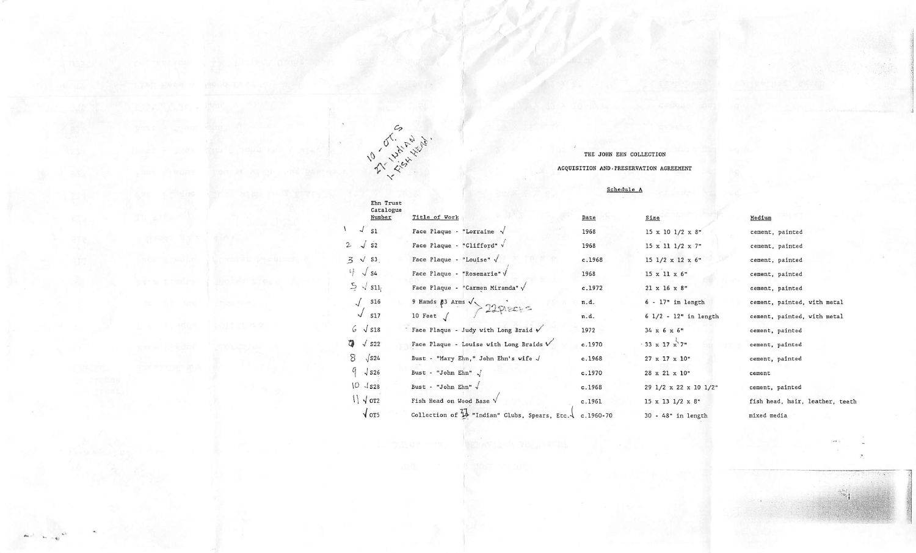10 - OTS
27 - INDIAN
1 - FISH HEAD.

THE JOHN EHN COLLECTION

ACQUISITION AND PRESERVATION AGREEMENT

Schedule A

| | Ehn Trust Catalogue Number | Title of Work | Date | Size | Medium |
|---|---|---|---|---|---|
| 1 | √ S1 | Face Plaque - "Lorraine" √ | 1968 | 15 x 10 1/2 x 8" | cement, painted |
| 2 | √ S2 | Face Plaque - "Clifford" √ | 1968 | 15 x 11 1/2 x 7" | cement, painted |
| 3 | √ S3 | Face Plaque - "Louise" √ | c.1968 | 15 1/2 x 12 x 6" | cement, painted |
| 4 | √ S4 | Face Plaque - "Rosemarie" √ | 1968 | 15 x 11 x 6" | cement, painted |
| 5 | √ S11 | Face Plaque - "Carmen Miranda" √ | c.1972 | 21 x 16 x 8" | cement, painted |
| | √ S16 | 9 Hands 83 Arms √ } 22 pieces | n.d. | 6 - 17" in length | cement, painted, with metal |
| | √ S17 | 10 Feet √ | n.d. | 6 1/2 - 12" in length | cement, painted, with metal |
| 6 | √ S18 | Face Plaque - Judy with Long Braid √ | 1972 | 34 x 6 x 6" | cement, painted |
| 7 | √ S22 | Face Plaque - Louise with Long Braids √ | c.1970 | 33 x 17 x 7" | cement, painted |
| 8 | √ S24 | Bust - "Mary Ehn," John Ehn's wife √ | c.1968 | 27 x 17 x 10" | cement, painted |
| 9 | √ S26 | Bust - "John Ehn" √ | c.1970 | 28 x 21 x 10" | cement |
| 10 | √ S28 | Bust - "John Ehn" √ | c.1968 | 29 1/2 x 22 x 10 1/2" | cement, painted |
| 11 | √ OT2 | Fish Head on Wood Base √ | c.1961 | 15 x 13 1/2 x 8" | fish head, hair, leather, teeth |
| | √ OT5 | Collection of 27 "Indian" Clubs, Spears, Etc. √ | c.1960-70 | 30 - 48" in length | mixed media |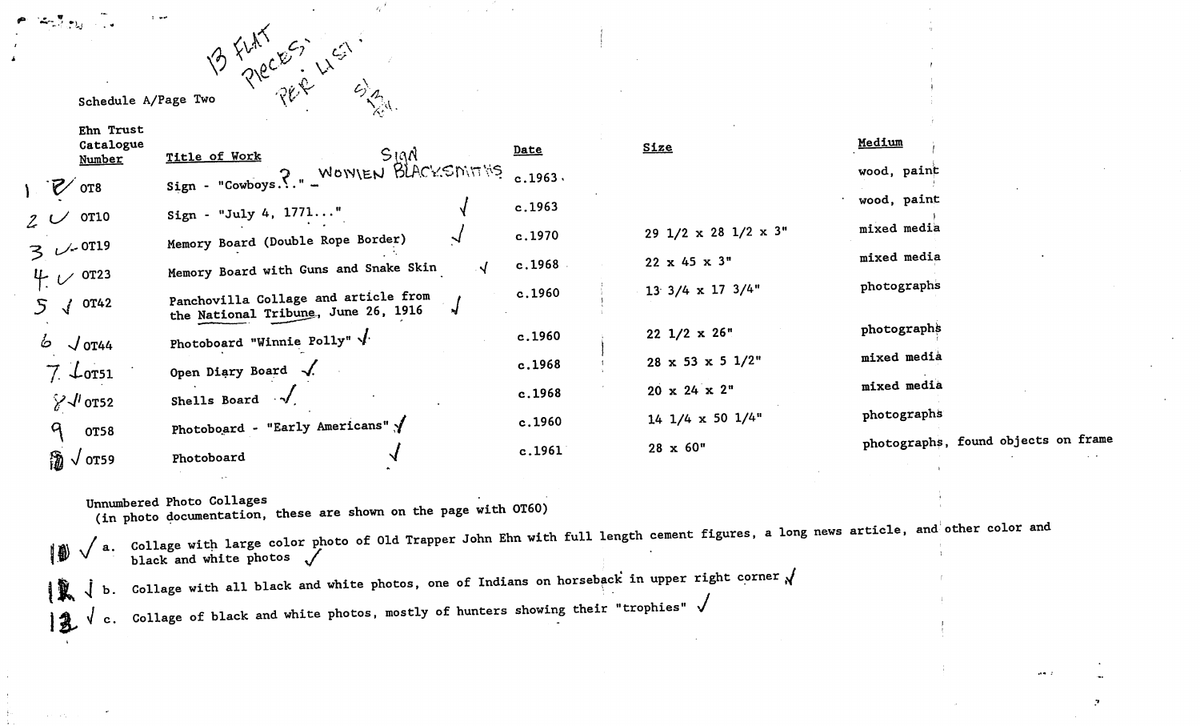13 FLAT PIECES; PER LIST. S/13

Schedule A/Page Two

| Ehn Trust Catalogue Number | Title of Work | Date | Size | Medium |
|---|---|---|---|---|
| 1 ✓ OT8 | Sign - "Cowboys..." - SIGN WOMEN BLACKSMITHS | c.1963 | | wood, paint |
| 2 ✓ OT10 | Sign - "July 4, 1771..." ✓ | c.1963 | | wood, paint |
| 3 ✓ OT19 | Memory Board (Double Rope Border) ✓ | c.1970 | 29 1/2 x 28 1/2 x 3" | mixed media |
| 4 ✓ OT23 | Memory Board with Guns and Snake Skin ✓ | c.1968 | 22 x 45 x 3" | mixed media |
| 5 ✓ OT42 | Panchovilla Collage and article from the National Tribune, June 26, 1916 ✓ | c.1960 | 13 3/4 x 17 3/4" | photographs |
| 6 ✓ OT44 | Photoboard "Winnie Polly" ✓ | c.1960 | 22 1/2 x 26" | photographs |
| 7 ✓ OT51 | Open Diary Board ✓ | c.1968 | 28 x 53 x 5 1/2" | mixed media |
| 8 ✓ OT52 | Shells Board ✓ | c.1968 | 20 x 24 x 2" | mixed media |
| 9 OT58 | Photoboard - "Early Americans" ✓ | c.1960 | 14 1/4 x 50 1/4" | photographs |
| 10 ✓ OT59 | Photoboard ✓ | c.1961 | 28 x 60" | photographs, found objects on frame |

Unnumbered Photo Collages
(in photo documentation, these are shown on the page with OT60)

10 ✓ a. Collage with large color photo of Old Trapper John Ehn with full length cement figures, a long news article, and other color and black and white photos ✓

11 ✓ b. Collage with all black and white photos, one of Indians on horseback in upper right corner ✓

12 ✓ c. Collage of black and white photos, mostly of hunters showing their "trophies" ✓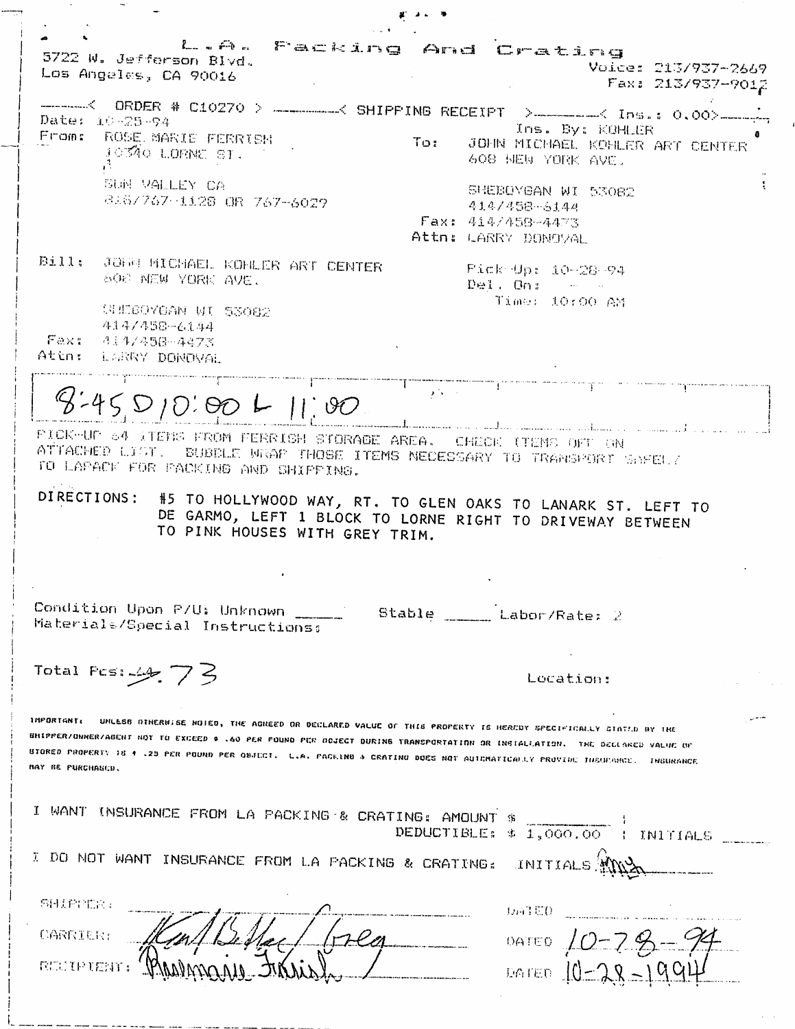L.A. Packing And Crating

5722 W. Jefferson Blvd.
Los Angeles, CA 90016

Voice: 213/937-2669
Fax: 213/937-7012

——< ORDER # C10270 >——< SHIPPING RECEIPT >——< Ins.: 0.00>——

Date: 10-25-94

Ins. By: KOHLER

From: ROSE MARIE FERRISH
10340 LORNE ST.

SUN VALLEY CA
818/767-1120 OR 767-6029

To: JOHN MICHAEL KOHLER ART CENTER
608 NEW YORK AVE.

SHEBOYGAN WI 53082
414/458-6144
Fax: 414/458-4473
Attn: LARRY DONOVAL

Bill: JOHN MICHAEL KOHLER ART CENTER
608 NEW YORK AVE.

SHEBOYGAN WI 53082
414/458-6144
Fax: 414/458-4473
Attn: LARRY DONOVAL

Pick Up: 10-28-94
Del. On: - -
Time: 10:00 AM

8:45 D 10:00 L 11:00

PICK-UP 64 ITEMS FROM FERRISH STORAGE AREA. CHECK ITEMS OFF ON ATTACHED LIST. BUBBLE WRAP THOSE ITEMS NECESSARY TO TRANSPORT SAFELY TO LAPACK FOR PACKING AND SHIPPING.

DIRECTIONS: #5 TO HOLLYWOOD WAY, RT. TO GLEN OAKS TO LANARK ST. LEFT TO DE GARMO, LEFT 1 BLOCK TO LORNE RIGHT TO DRIVEWAY BETWEEN TO PINK HOUSES WITH GREY TRIM.

Condition Upon P/U: Unknown _____ Stable _____ Labor/Rate: 2

Materials/Special Instructions:

Total Pcs: ~~64~~ 73

Location:

IMPORTANT: UNLESS OTHERWISE NOTED, THE AGREED OR DECLARED VALUE OF THIS PROPERTY IS HEREBY SPECIFICALLY STATED BY THE SHIPPER/OWNER/AGENT NOT TO EXCEED $ .60 PER POUND PER OBJECT DURING TRANSPORTATION OR INSTALLATION. THE DECLARED VALUE OF STORED PROPERTY IS $ .25 PER POUND PER OBJECT. L.A. PACKING & CRATING DOES NOT AUTOMATICALLY PROVIDE INSURANCE. INSURANCE MAY BE PURCHASED.

I WANT INSURANCE FROM LA PACKING & CRATING: AMOUNT $ ________
DEDUCTIBLE: $ 1,000.00 | INITIALS ______

I DO NOT WANT INSURANCE FROM LA PACKING & CRATING: INITIALS RMF

SHIPPER: ____________________ DATED ________

CARRIER: Kurt Bakke / Greg DATED 10-28-94

RECIPIENT: Rosemarie Ferrish DATED 10-28-1994